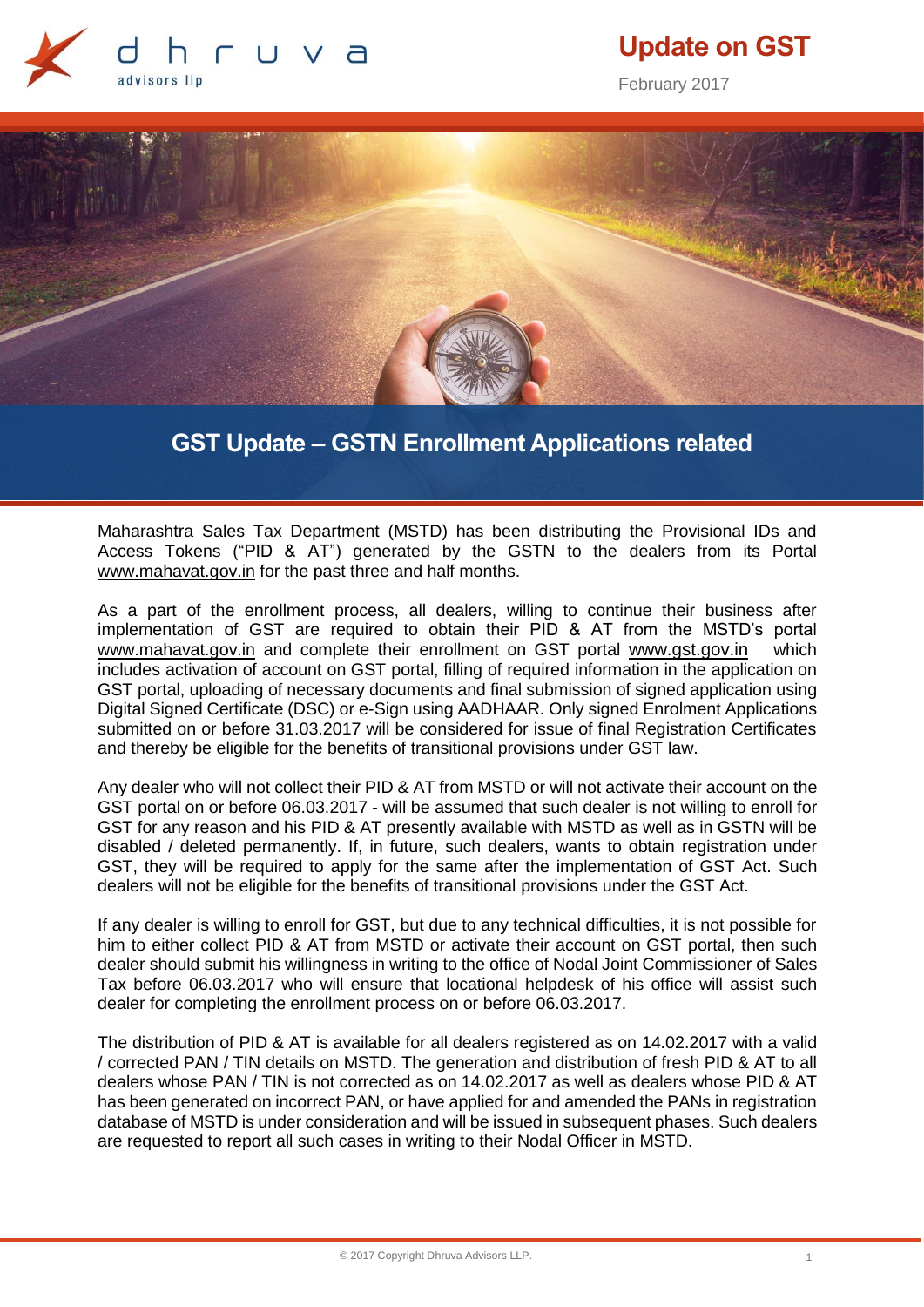# Update on GST

February 2017

## GST Update – GSTN Enrollment Applications related

Maharashtra Sales Tax Department (MSTD) has been distributing the Provisional IDs and Access Tokens ("PID & AT") generated by the GSTN to the dealers from its Portal www.mahavat.gov.in for the past three and half months.

As a part of the enrollment process, all dealers, willing to continue their business after implementation of GST are required to obtain their PID & AT from the MSTD's portal www.mahavat.gov.in and complete their enrollment on GST portal www.gst.gov.in which includes activation of account on GST portal, filling of required information in the application on GST portal, uploading of necessary documents and final submission of signed application using Digital Signed Certificate (DSC) or e-Sign using AADHAAR. Only signed Enrolment Applications submitted on or before 31.03.2017 will be considered for issue of final Registration Certificates and thereby be eligible for the benefits of transitional provisions under GST law.

Any dealer who will not collect their PID & AT from MSTD or will not activate their account on the GST portal on or before 06.03.2017 - will be assumed that such dealer is not willing to enroll for GST for any reason and his PID & AT presently available with MSTD as well as in GSTN will be disabled / deleted permanently. If, in future, such dealers, wants to obtain registration under GST, they will be required to apply for the same after the implementation of GST Act. Such dealers will not be eligible for the benefits of transitional provisions under the GST Act.

If any dealer is willing to enroll for GST, but due to any technical difficulties, it is not possible for him to either collect PID & AT from MSTD or activate their account on GST portal, then such dealer should submit his willingness in writing to the office of Nodal Joint Commissioner of Sales Tax before 06.03.2017 who will ensure that locational helpdesk of his office will assist such dealer for completing the enrollment process on or before 06.03.2017.

The distribution of PID & AT is available for all dealers registered as on 14.02.2017 with a valid / corrected PAN / TIN details on MSTD. The generation and distribution of fresh PID & AT to all dealers whose PAN / TIN is not corrected as on 14.02.2017 as well as dealers whose PID & AT has been generated on incorrect PAN, or have applied for and amended the PANs in registration database of MSTD is under consideration and will be issued in subsequent phases. Such dealers are requested to report all such cases in writing to their Nodal Officer in MSTD.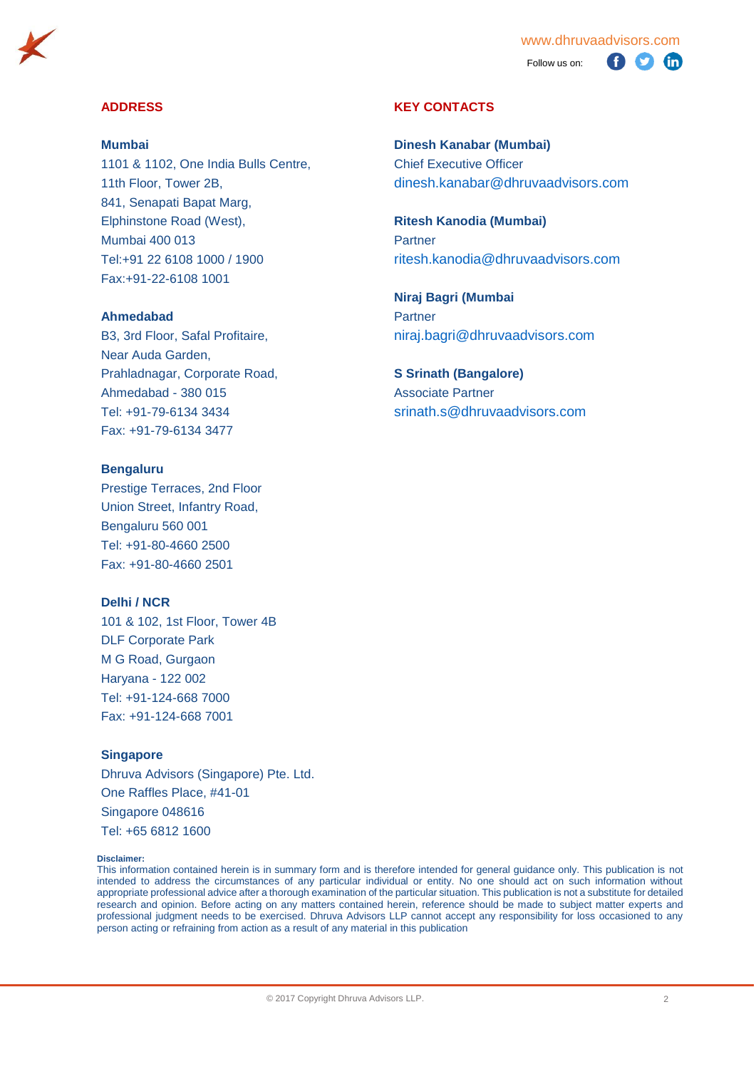www.dhruvaadvisors.com

Follow us on:

## ADDRESS

**Mumbai**
1101 & 1102, One India Bulls Centre,
11th Floor, Tower 2B,
841, Senapati Bapat Marg,
Elphinstone Road (West),
Mumbai 400 013
Tel:+91 22 6108 1000 / 1900
Fax:+91-22-6108 1001

**Ahmedabad**
B3, 3rd Floor, Safal Profitaire,
Near Auda Garden,
Prahladnagar, Corporate Road,
Ahmedabad - 380 015
Tel: +91-79-6134 3434
Fax: +91-79-6134 3477

**Bengaluru**
Prestige Terraces, 2nd Floor
Union Street, Infantry Road,
Bengaluru 560 001
Tel: +91-80-4660 2500
Fax: +91-80-4660 2501

**Delhi / NCR**
101 & 102, 1st Floor, Tower 4B
DLF Corporate Park
M G Road, Gurgaon
Haryana - 122 002
Tel: +91-124-668 7000
Fax: +91-124-668 7001

**Singapore**
Dhruva Advisors (Singapore) Pte. Ltd.
One Raffles Place, #41-01
Singapore 048616
Tel: +65 6812 1600

## KEY CONTACTS

**Dinesh Kanabar (Mumbai)**
Chief Executive Officer
dinesh.kanabar@dhruvaadvisors.com

**Ritesh Kanodia (Mumbai)**
Partner
ritesh.kanodia@dhruvaadvisors.com

**Niraj Bagri (Mumbai**
Partner
niraj.bagri@dhruvaadvisors.com

**S Srinath (Bangalore)**
Associate Partner
srinath.s@dhruvaadvisors.com

**Disclaimer:**
This information contained herein is in summary form and is therefore intended for general guidance only. This publication is not intended to address the circumstances of any particular individual or entity. No one should act on such information without appropriate professional advice after a thorough examination of the particular situation. This publication is not a substitute for detailed research and opinion. Before acting on any matters contained herein, reference should be made to subject matter experts and professional judgment needs to be exercised. Dhruva Advisors LLP cannot accept any responsibility for loss occasioned to any person acting or refraining from action as a result of any material in this publication

© 2017 Copyright Dhruva Advisors LLP.